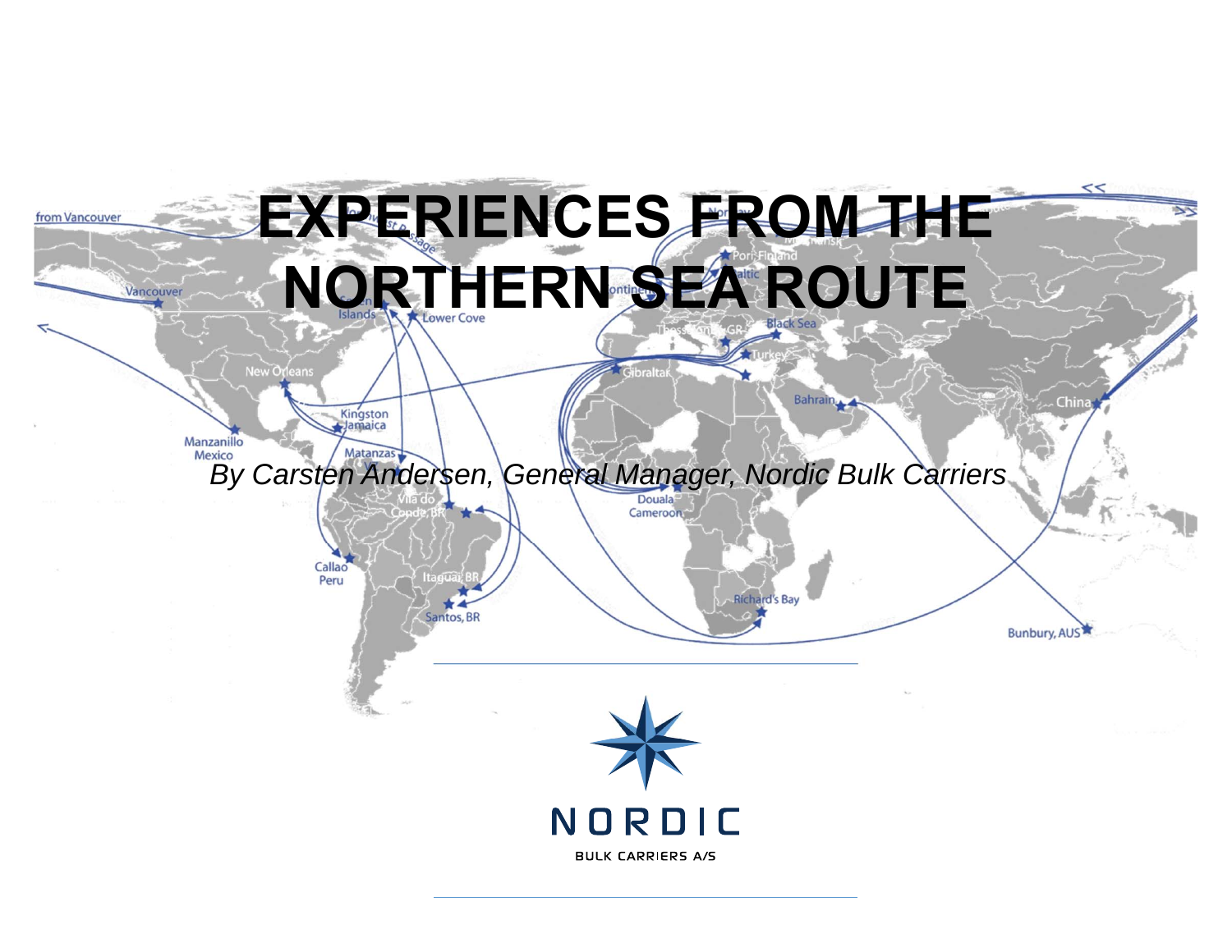# EXPERIENCES FROM THE NORTHERN SEA ROUTE

*By Carsten Andersen, General Manager, Nordic Bulk Carriers*

NORDIC

BULK CARRIERS A/S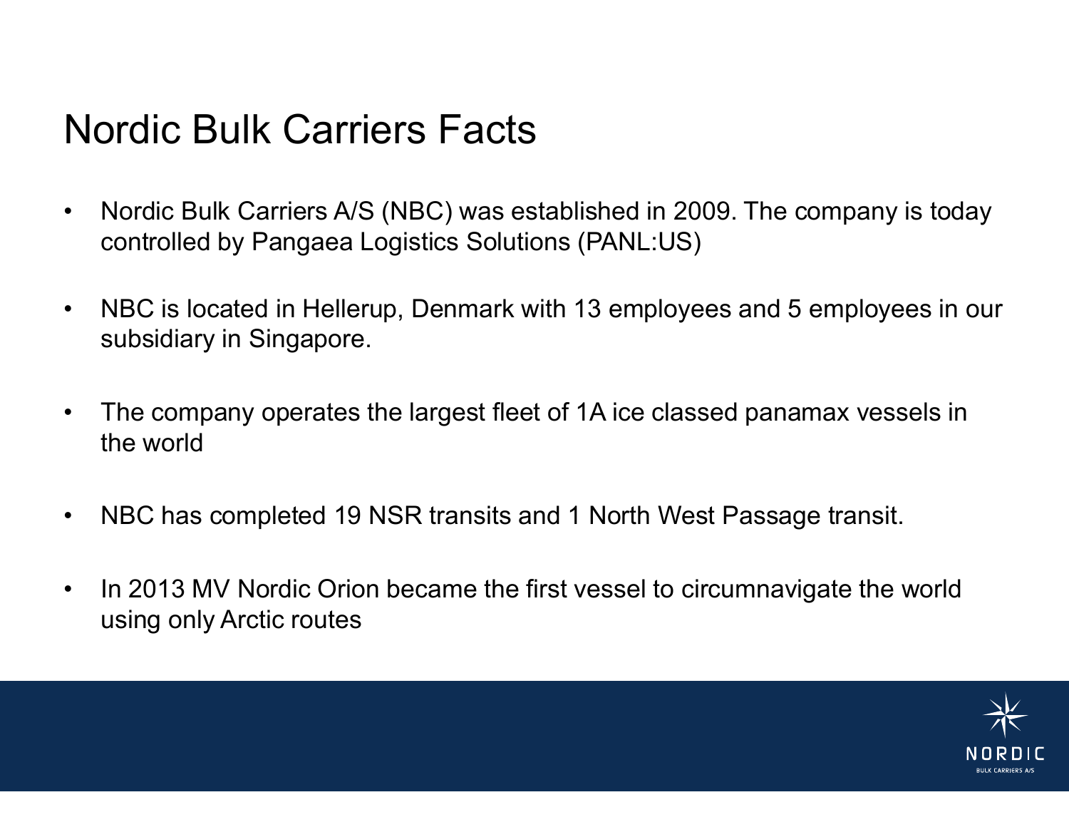# Nordic Bulk Carriers Facts

- Nordic Bulk Carriers A/S (NBC) was established in 2009. The company is today controlled by Pangaea Logistics Solutions (PANL:US)
- NBC is located in Hellerup, Denmark with 13 employees and 5 employees in our subsidiary in Singapore.
- The company operates the largest fleet of 1A ice classed panamax vessels in the world
- NBC has completed 19 NSR transits and 1 North West Passage transit.
- In 2013 MV Nordic Orion became the first vessel to circumnavigate the world using only Arctic routes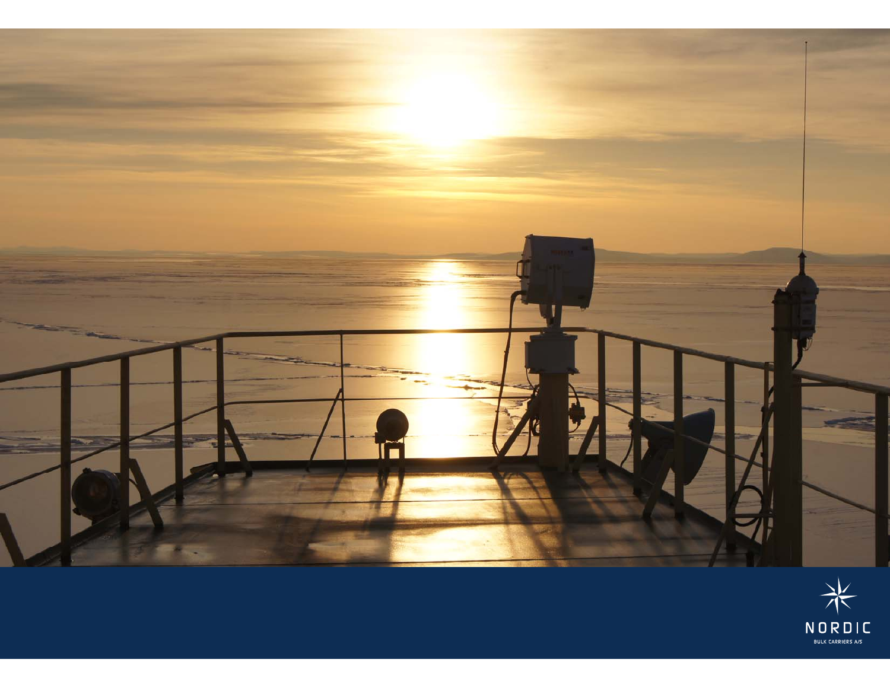NORDIC

BULK CARRIERS A/S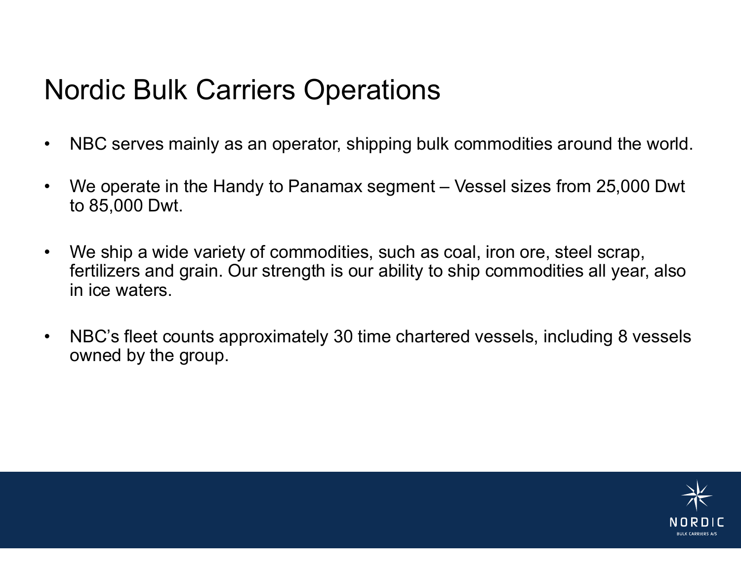# Nordic Bulk Carriers Operations

- NBC serves mainly as an operator, shipping bulk commodities around the world.
- We operate in the Handy to Panamax segment – Vessel sizes from 25,000 Dwt to 85,000 Dwt.
- We ship a wide variety of commodities, such as coal, iron ore, steel scrap, fertilizers and grain. Our strength is our ability to ship commodities all year, also in ice waters.
- NBC's fleet counts approximately 30 time chartered vessels, including 8 vessels owned by the group.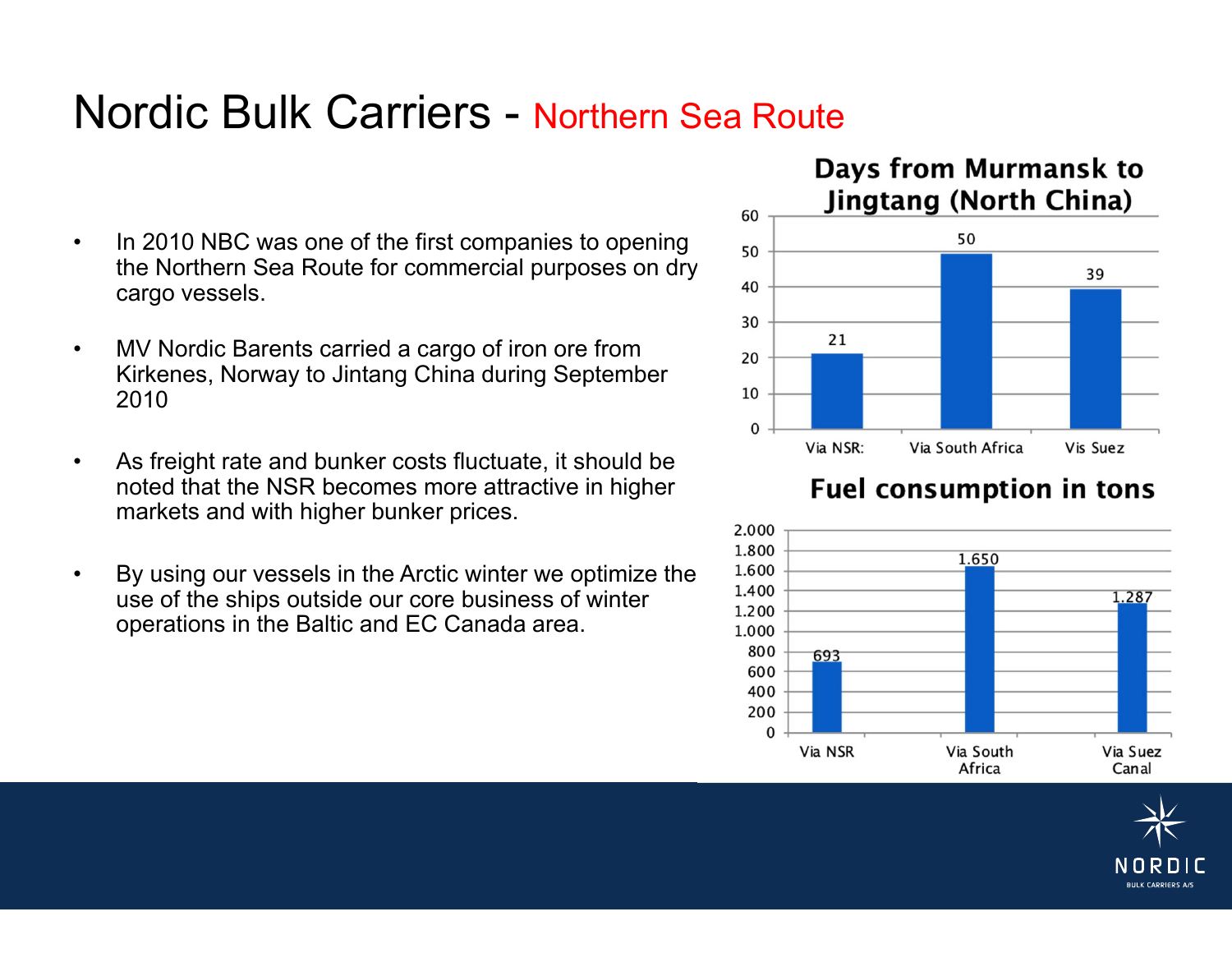# Nordic Bulk Carriers - Northern Sea Route

- In 2010 NBC was one of the first companies to opening the Northern Sea Route for commercial purposes on dry cargo vessels.
- MV Nordic Barents carried a cargo of iron ore from Kirkenes, Norway to Jintang China during September 2010
- As freight rate and bunker costs fluctuate, it should be noted that the NSR becomes more attractive in higher markets and with higher bunker prices.
- By using our vessels in the Arctic winter we optimize the use of the ships outside our core business of winter operations in the Baltic and EC Canada area.

**Days from Murmansk to Jingtang (North China)**

| Route | Days |
| --- | --- |
| Via NSR: | 21 |
| Via South Africa | 50 |
| Vis Suez | 39 |

**Fuel consumption in tons**

| Route | Tons |
| --- | --- |
| Via NSR | 693 |
| Via South Africa | 1.650 |
| Via Suez Canal | 1.287 |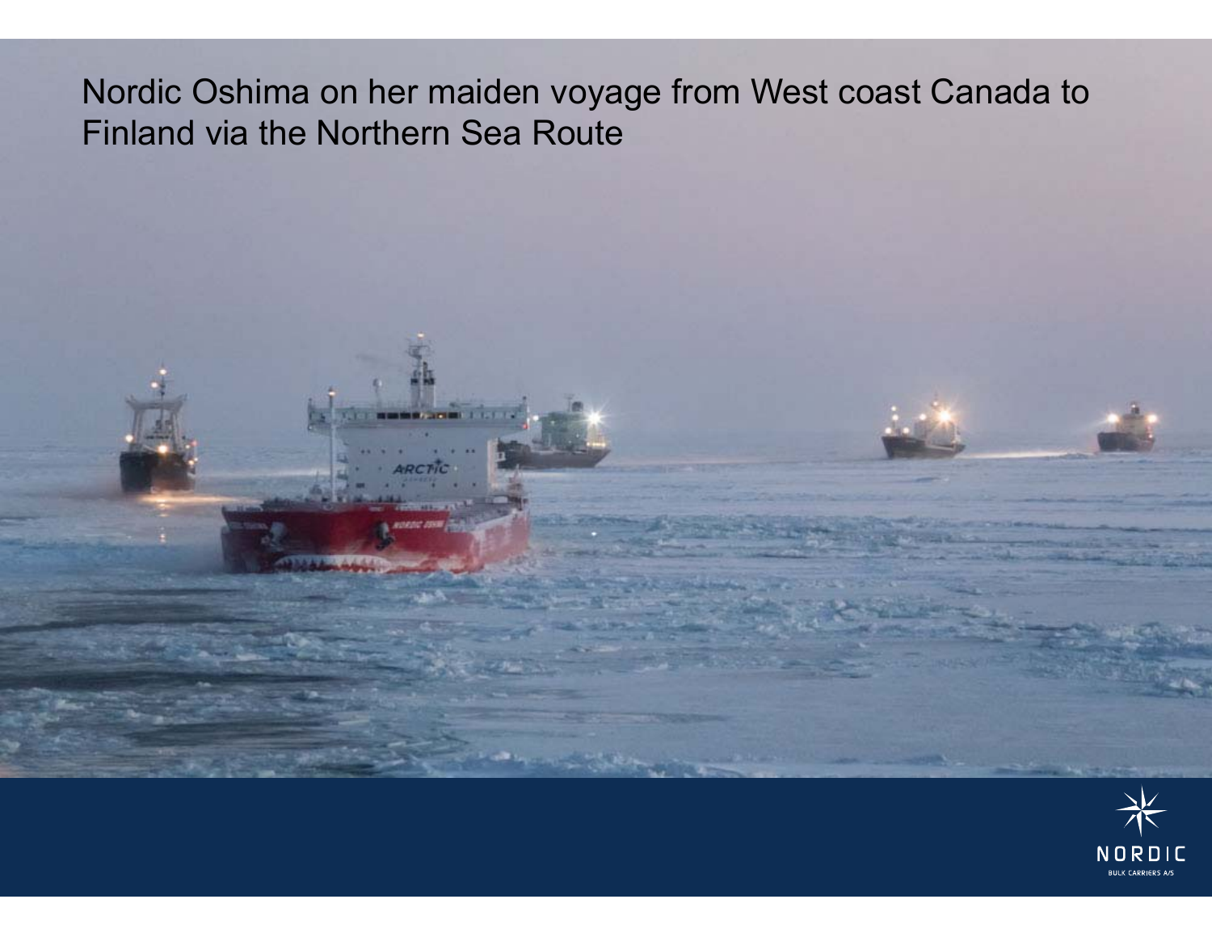Nordic Oshima on her maiden voyage from West coast Canada to Finland via the Northern Sea Route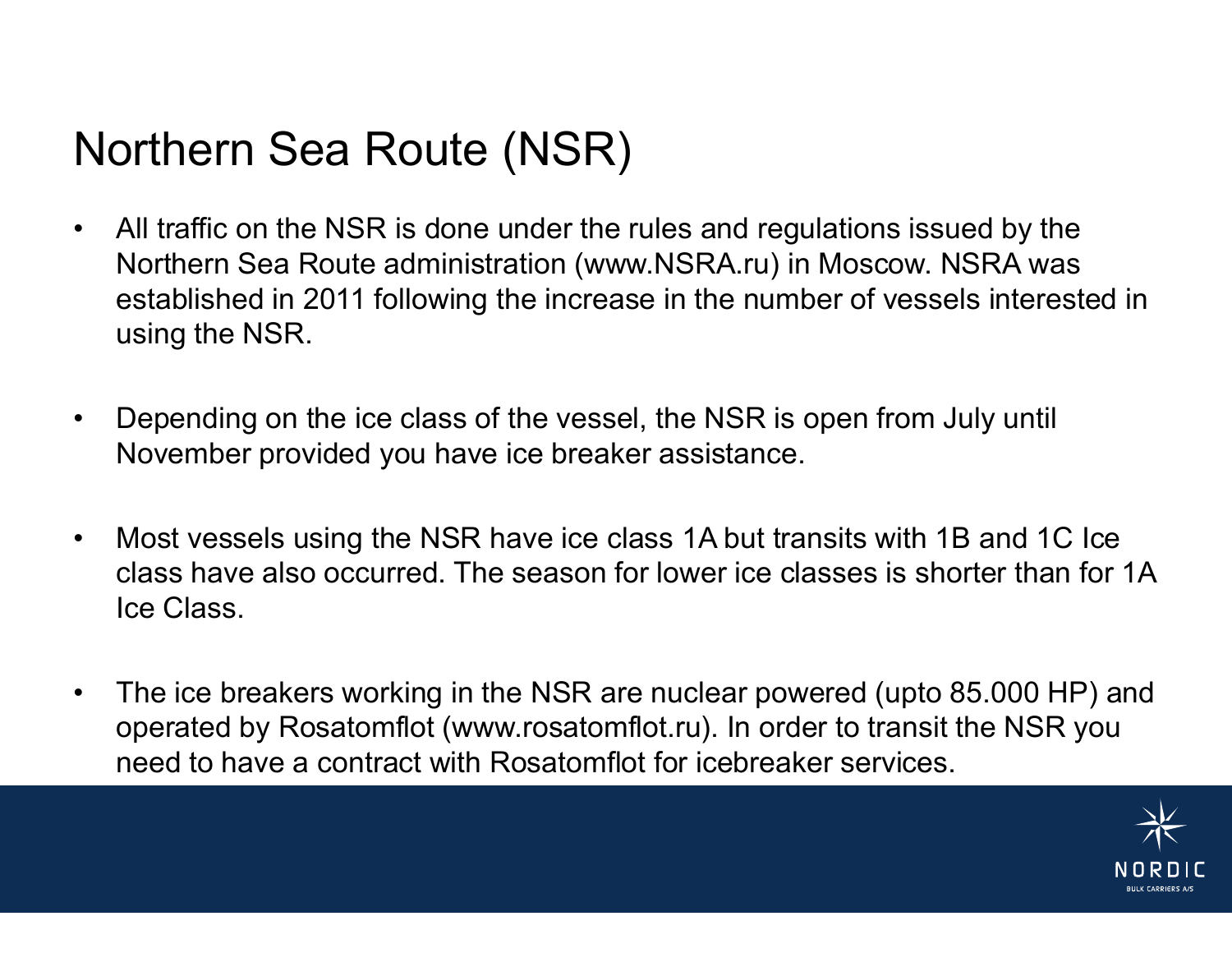# Northern Sea Route (NSR)

- All traffic on the NSR is done under the rules and regulations issued by the Northern Sea Route administration (www.NSRA.ru) in Moscow. NSRA was established in 2011 following the increase in the number of vessels interested in using the NSR.

- Depending on the ice class of the vessel, the NSR is open from July until November provided you have ice breaker assistance.

- Most vessels using the NSR have ice class 1A but transits with 1B and 1C Ice class have also occurred. The season for lower ice classes is shorter than for 1A Ice Class.

- The ice breakers working in the NSR are nuclear powered (upto 85.000 HP) and operated by Rosatomflot (www.rosatomflot.ru). In order to transit the NSR you need to have a contract with Rosatomflot for icebreaker services.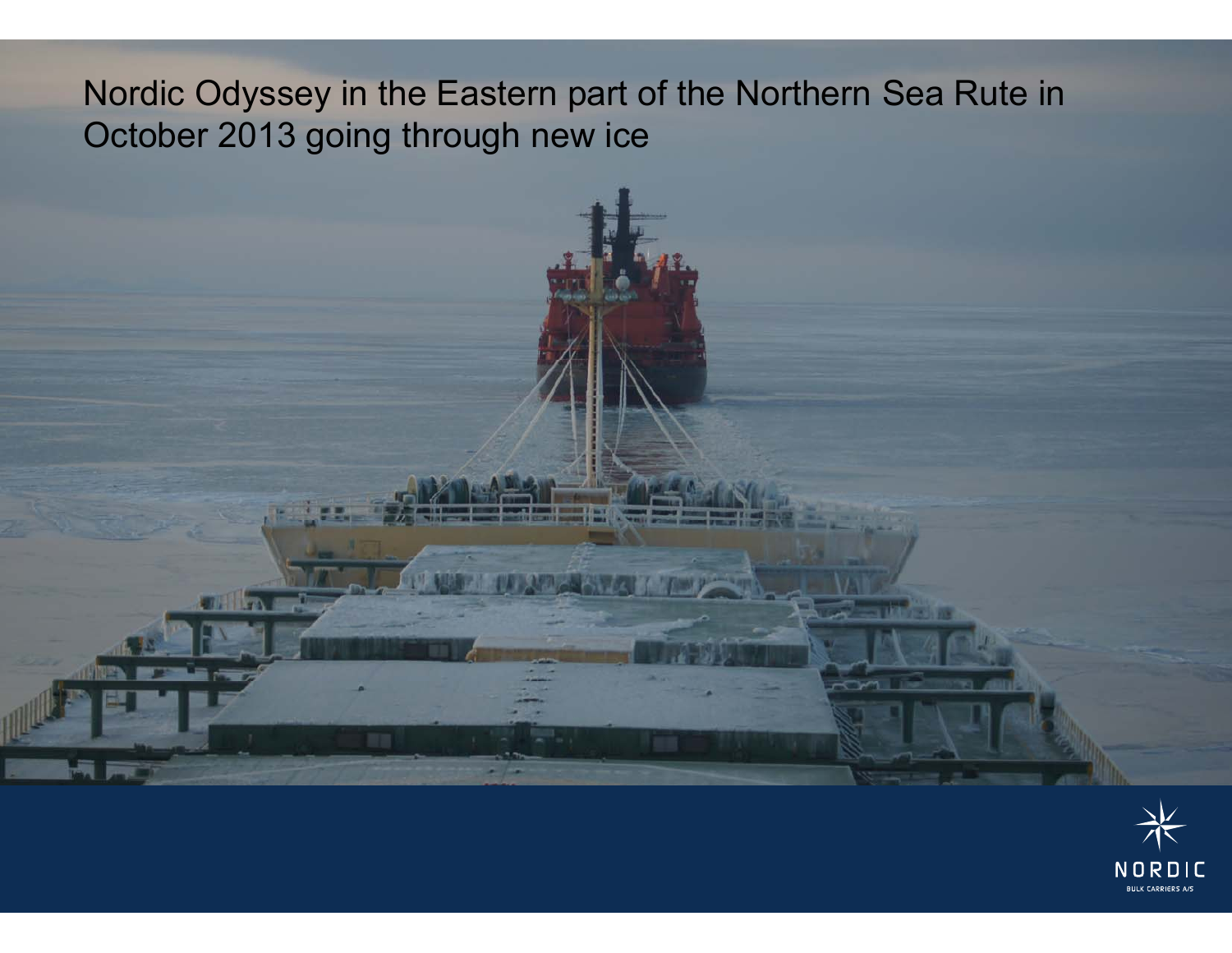Nordic Odyssey in the Eastern part of the Northern Sea Rute in October 2013 going through new ice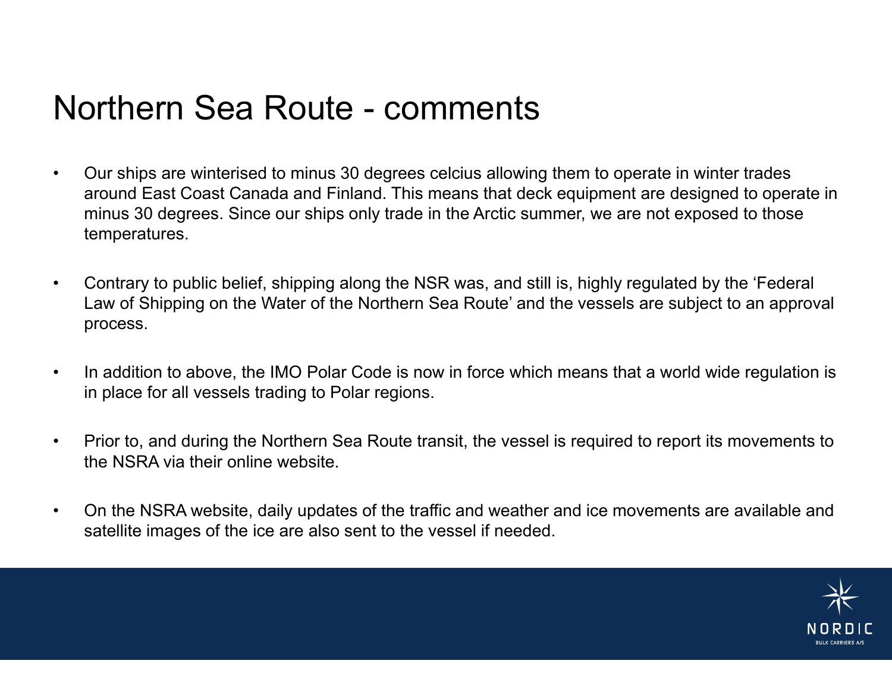# Northern Sea Route - comments

- Our ships are winterised to minus 30 degrees celcius allowing them to operate in winter trades around East Coast Canada and Finland. This means that deck equipment are designed to operate in minus 30 degrees. Since our ships only trade in the Arctic summer, we are not exposed to those temperatures.

- Contrary to public belief, shipping along the NSR was, and still is, highly regulated by the 'Federal Law of Shipping on the Water of the Northern Sea Route' and the vessels are subject to an approval process.

- In addition to above, the IMO Polar Code is now in force which means that a world wide regulation is in place for all vessels trading to Polar regions.

- Prior to, and during the Northern Sea Route transit, the vessel is required to report its movements to the NSRA via their online website.

- On the NSRA website, daily updates of the traffic and weather and ice movements are available and satellite images of the ice are also sent to the vessel if needed.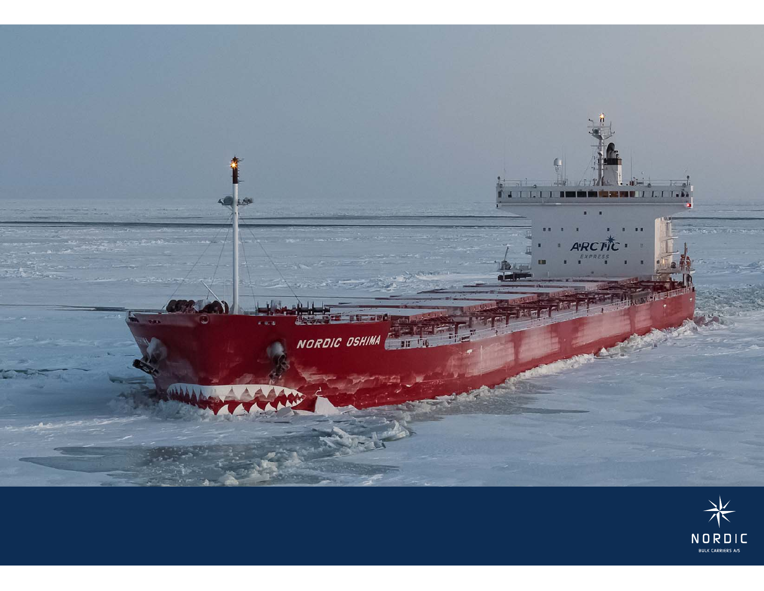NORDIC

BULK CARRIERS A/S